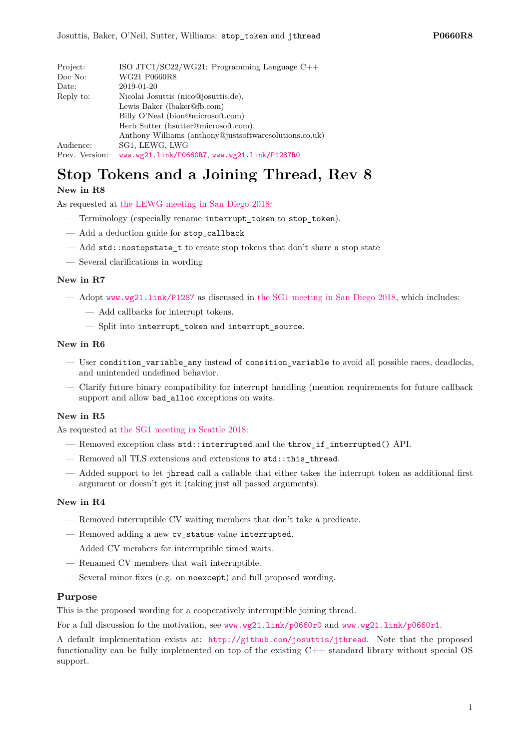| | |
|---|---|
| Project: | ISO JTC1/SC22/WG21: Programming Language C++ |
| Doc No: | WG21 P0660R8 |
| Date: | 2019-01-20 |
| Reply to: | Nicolai Josuttis (nico@josuttis.de), |
| | Lewis Baker (lbaker@fb.com) |
| | Billy O'Neal (bion@microsoft.com) |
| | Herb Sutter (hsutter@microsoft.com), |
| | Anthony Williams (anthony@justsoftwaresolutions.co.uk) |
| Audience: | SG1, LEWG, LWG |
| Prev. Version: | www.wg21.link/P0660R7, www.wg21.link/P1287R0 |

# Stop Tokens and a Joining Thread, Rev 8

### New in R8

As requested at the LEWG meeting in San Diego 2018:

- Terminology (especially rename `interrupt_token` to `stop_token`).
- Add a deduction guide for `stop_callback`
- Add `std::nostopstate_t` to create stop tokens that don't share a stop state
- Several clarifications in wording

### New in R7

- Adopt www.wg21.link/P1287 as discussed in the SG1 meeting in San Diego 2018, which includes:
  - Add callbacks for interrupt tokens.
  - Split into `interrupt_token` and `interrupt_source`.

### New in R6

- User `condition_variable_any` instead of `consition_variable` to avoid all possible races, deadlocks, and unintended undefined behavior.
- Clarify future binary compatibility for interrupt handling (mention requirements for future callback support and allow `bad_alloc` exceptions on waits.

### New in R5

As requested at the SG1 meeting in Seattle 2018:

- Removed exception class `std::interrupted` and the `throw_if_interrupted()` API.
- Removed all TLS extensions and extensions to `std::this_thread`.
- Added support to let `jhread` call a callable that either takes the interrupt token as additional first argument or doesn't get it (taking just all passed arguments).

### New in R4

- Removed interruptible CV waiting members that don't take a predicate.
- Removed adding a new `cv_status` value `interrupted`.
- Added CV members for interruptible timed waits.
- Renamed CV members that wait interruptible.
- Several minor fixes (e.g. on `noexcept`) and full proposed wording.

## Purpose

This is the proposed wording for a cooperatively interruptible joining thread.

For a full discussion fo the motivation, see www.wg21.link/p0660r0 and www.wg21.link/p0660r1.

A default implementation exists at: http://github.com/josuttis/jthread. Note that the proposed functionality can be fully implemented on top of the existing C++ standard library without special OS support.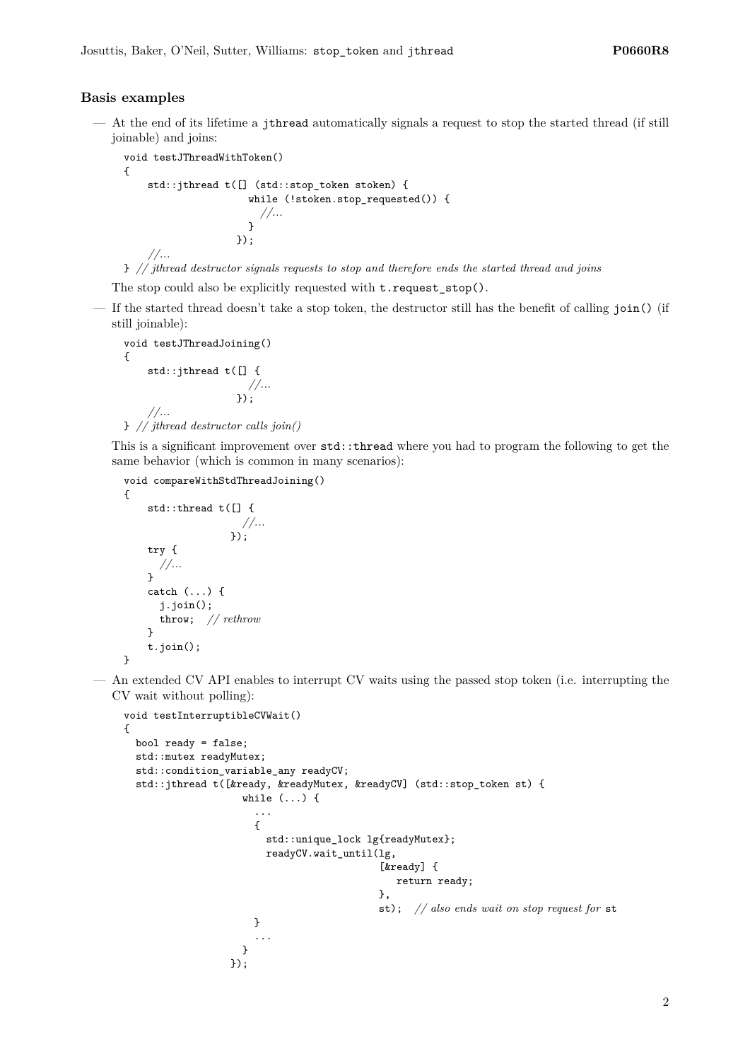### Basis examples

- At the end of its lifetime a `jthread` automatically signals a request to stop the started thread (if still joinable) and joins:

  ```
  void testJThreadWithToken()
  {
      std::jthread t([] (std::stop_token stoken) {
                       while (!stoken.stop_requested()) {
                         //...
                       }
                     });
      //...
  } // jthread destructor signals requests to stop and therefore ends the started thread and joins
  ```

  The stop could also be explicitly requested with `t.request_stop()`.

- If the started thread doesn't take a stop token, the destructor still has the benefit of calling `join()` (if still joinable):

  ```
  void testJThreadJoining()
  {
      std::jthread t([] {
                       //...
                     });
      //...
  } // jthread destructor calls join()
  ```

  This is a significant improvement over `std::thread` where you had to program the following to get the same behavior (which is common in many scenarios):

  ```
  void compareWithStdThreadJoining()
  {
      std::thread t([] {
                      //...
                    });
      try {
        //...
      }
      catch (...) {
        j.join();
        throw;  // rethrow
      }
      t.join();
  }
  ```

- An extended CV API enables to interrupt CV waits using the passed stop token (i.e. interrupting the CV wait without polling):

  ```
  void testInterruptibleCVWait()
  {
    bool ready = false;
    std::mutex readyMutex;
    std::condition_variable_any readyCV;
    std::jthread t([&ready, &readyMutex, &readyCV] (std::stop_token st) {
                     while (...) {
                       ...
                       {
                         std::unique_lock lg{readyMutex};
                         readyCV.wait_until(lg,
                                            [&ready] {
                                              return ready;
                                            },
                                            st);  // also ends wait on stop request for st
                       }
                       ...
                     }
                   });
  ```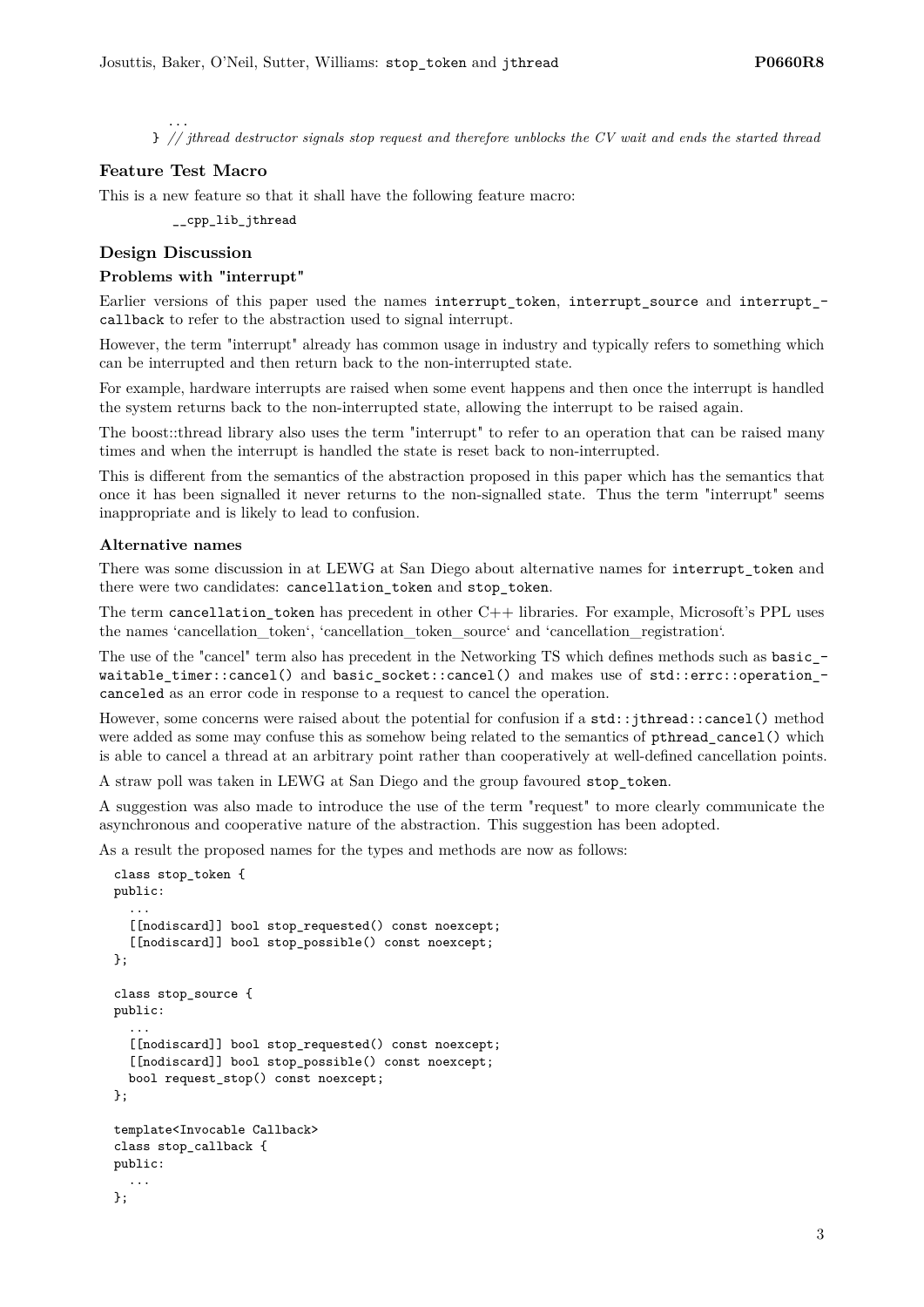```
    ...
  } // jthread destructor signals stop request and therefore unblocks the CV wait and ends the started thread
```

### Feature Test Macro

This is a new feature so that it shall have the following feature macro:

```
__cpp_lib_jthread
```

### Design Discussion

#### Problems with "interrupt"

Earlier versions of this paper used the names `interrupt_token`, `interrupt_source` and `interrupt_callback` to refer to the abstraction used to signal interrupt.

However, the term "interrupt" already has common usage in industry and typically refers to something which can be interrupted and then return back to the non-interrupted state.

For example, hardware interrupts are raised when some event happens and then once the interrupt is handled the system returns back to the non-interrupted state, allowing the interrupt to be raised again.

The boost::thread library also uses the term "interrupt" to refer to an operation that can be raised many times and when the interrupt is handled the state is reset back to non-interrupted.

This is different from the semantics of the abstraction proposed in this paper which has the semantics that once it has been signalled it never returns to the non-signalled state. Thus the term "interrupt" seems inappropriate and is likely to lead to confusion.

#### Alternative names

There was some discussion in at LEWG at San Diego about alternative names for `interrupt_token` and there were two candidates: `cancellation_token` and `stop_token`.

The term `cancellation_token` has precedent in other C++ libraries. For example, Microsoft's PPL uses the names 'cancellation_token', 'cancellation_token_source' and 'cancellation_registration'.

The use of the "cancel" term also has precedent in the Networking TS which defines methods such as `basic_waitable_timer::cancel()` and `basic_socket::cancel()` and makes use of `std::errc::operation_canceled` as an error code in response to a request to cancel the operation.

However, some concerns were raised about the potential for confusion if a `std::jthread::cancel()` method were added as some may confuse this as somehow being related to the semantics of `pthread_cancel()` which is able to cancel a thread at an arbitrary point rather than cooperatively at well-defined cancellation points.

A straw poll was taken in LEWG at San Diego and the group favoured `stop_token`.

A suggestion was also made to introduce the use of the term "request" to more clearly communicate the asynchronous and cooperative nature of the abstraction. This suggestion has been adopted.

As a result the proposed names for the types and methods are now as follows:

```
class stop_token {
public:
  ...
  [[nodiscard]] bool stop_requested() const noexcept;
  [[nodiscard]] bool stop_possible() const noexcept;
};

class stop_source {
public:
  ...
  [[nodiscard]] bool stop_requested() const noexcept;
  [[nodiscard]] bool stop_possible() const noexcept;
  bool request_stop() const noexcept;
};

template<Invocable Callback>
class stop_callback {
public:
  ...
};
```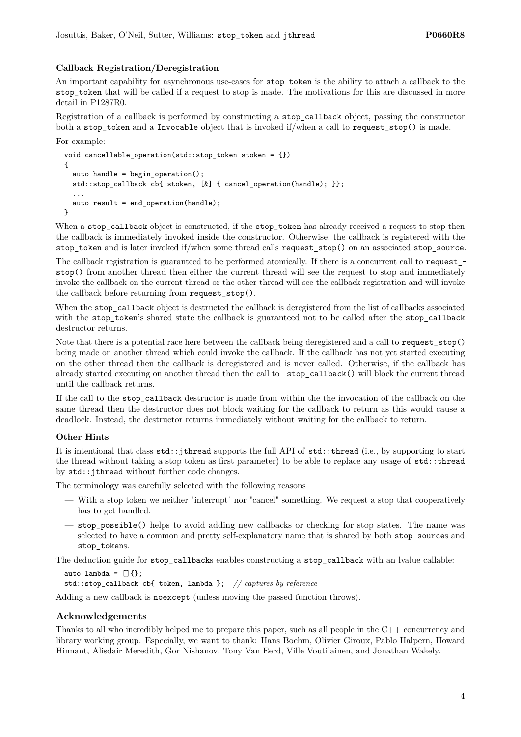### Callback Registration/Deregistration

An important capability for asynchronous use-cases for `stop_token` is the ability to attach a callback to the `stop_token` that will be called if a request to stop is made. The motivations for this are discussed in more detail in P1287R0.

Registration of a callback is performed by constructing a `stop_callback` object, passing the constructor both a `stop_token` and a `Invocable` object that is invoked if/when a call to `request_stop()` is made.

For example:

```
void cancellable_operation(std::stop_token stoken = {})
{
  auto handle = begin_operation();
  std::stop_callback cb{ stoken, [&] { cancel_operation(handle); }};
  ...
  auto result = end_operation(handle);
}
```

When a `stop_callback` object is constructed, if the `stop_token` has already received a request to stop then the callback is immediately invoked inside the constructor. Otherwise, the callback is registered with the `stop_token` and is later invoked if/when some thread calls `request_stop()` on an associated `stop_source`.

The callback registration is guaranteed to be performed atomically. If there is a concurrent call to `request_stop()` from another thread then either the current thread will see the request to stop and immediately invoke the callback on the current thread or the other thread will see the callback registration and will invoke the callback before returning from `request_stop()`.

When the `stop_callback` object is destructed the callback is deregistered from the list of callbacks associated with the `stop_token`'s shared state the callback is guaranteed not to be called after the `stop_callback` destructor returns.

Note that there is a potential race here between the callback being deregistered and a call to `request_stop()` being made on another thread which could invoke the callback. If the callback has not yet started executing on the other thread then the callback is deregistered and is never called. Otherwise, if the callback has already started executing on another thread then the call to `stop_callback()` will block the current thread until the callback returns.

If the call to the `stop_callback` destructor is made from within the the invocation of the callback on the same thread then the destructor does not block waiting for the callback to return as this would cause a deadlock. Instead, the destructor returns immediately without waiting for the callback to return.

### Other Hints

It is intentional that class `std::jthread` supports the full API of `std::thread` (i.e., by supporting to start the thread without taking a stop token as first parameter) to be able to replace any usage of `std::thread` by `std::jthread` without further code changes.

The terminology was carefully selected with the following reasons

- With a stop token we neither "interrupt" nor "cancel" something. We request a stop that cooperatively has to get handled.
- `stop_possible()` helps to avoid adding new callbacks or checking for stop states. The name was selected to have a common and pretty self-explanatory name that is shared by both `stop_source`s and `stop_token`s.

The deduction guide for `stop_callback`s enables constructing a `stop_callback` with an lvalue callable:

```
auto lambda = []{};
std::stop_callback cb{ token, lambda };  // captures by reference
```

Adding a new callback is `noexcept` (unless moving the passed function throws).

## Acknowledgements

Thanks to all who incredibly helped me to prepare this paper, such as all people in the C++ concurrency and library working group. Especially, we want to thank: Hans Boehm, Olivier Giroux, Pablo Halpern, Howard Hinnant, Alisdair Meredith, Gor Nishanov, Tony Van Eerd, Ville Voutilainen, and Jonathan Wakely.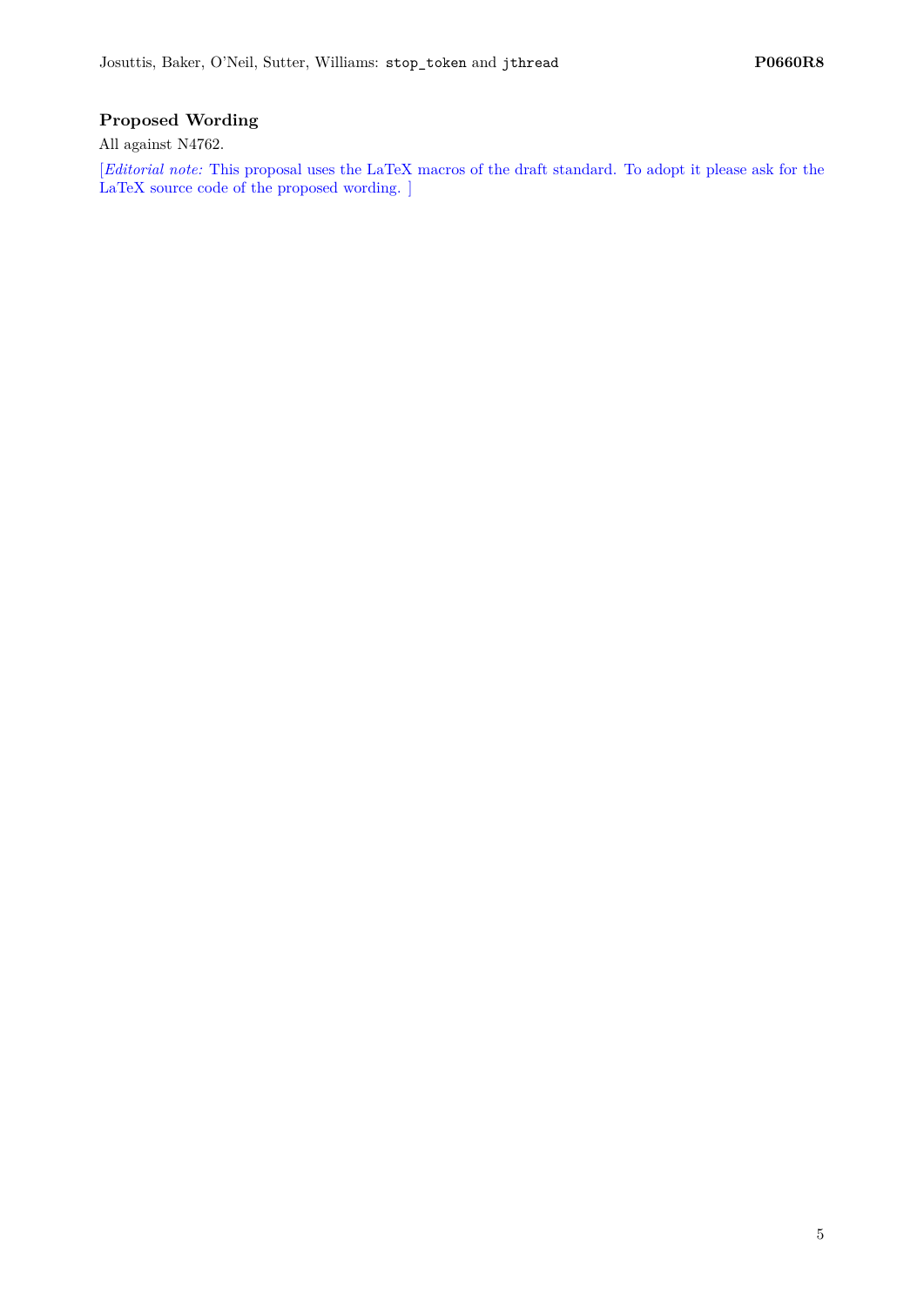## Proposed Wording

All against N4762.

[*Editorial note:* This proposal uses the LaTeX macros of the draft standard. To adopt it please ask for the LaTeX source code of the proposed wording. ]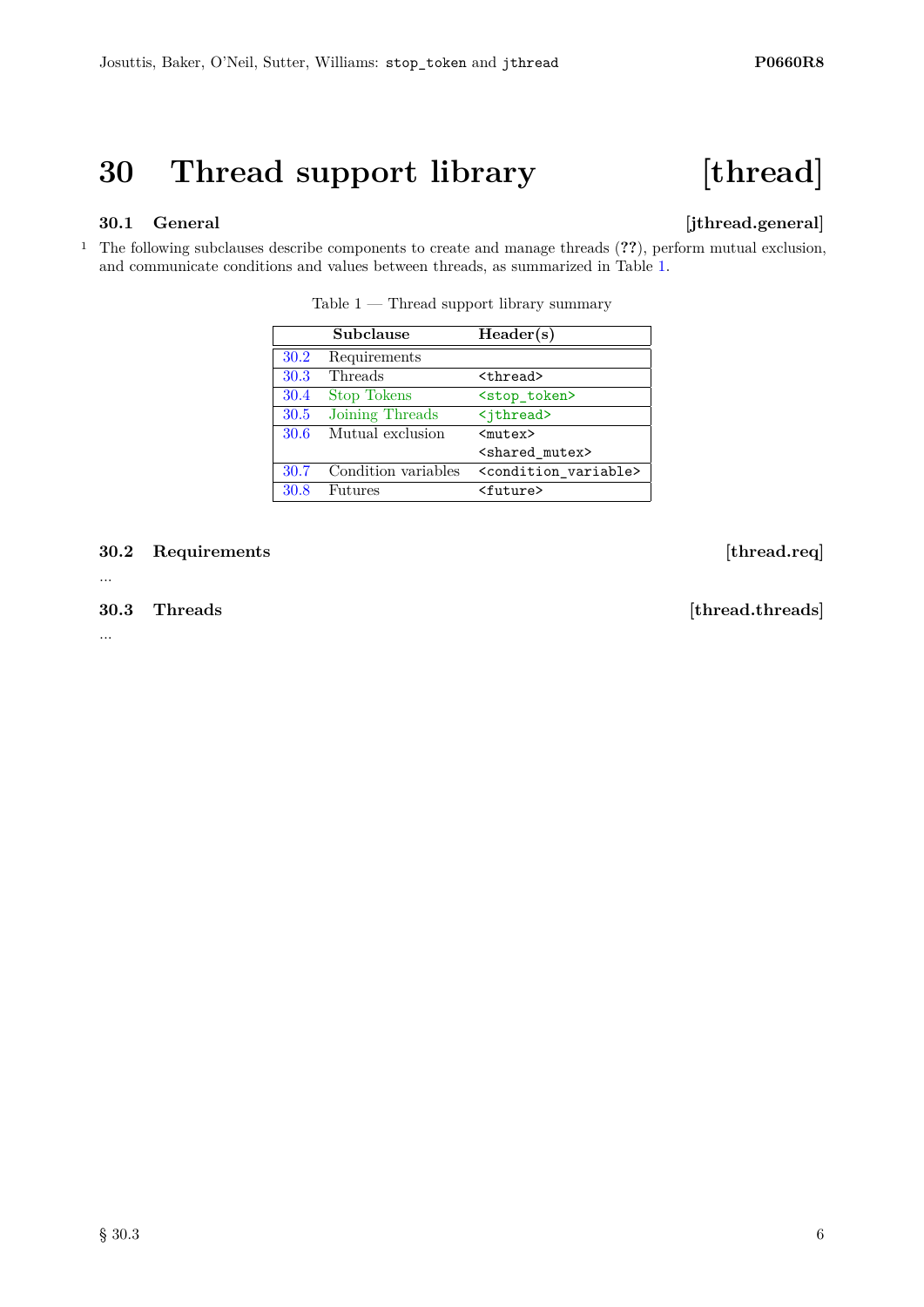# 30 Thread support library [thread]

## 30.1 General [jthread.general]

[1] The following subclauses describe components to create and manage threads (**??**), perform mutual exclusion, and communicate conditions and values between threads, as summarized in Table 1.

Table 1 — Thread support library summary

| | Subclause | Header(s) |
|---|---|---|
| 30.2 | Requirements | |
| 30.3 | Threads | `<thread>` |
| 30.4 | Stop Tokens | `<stop_token>` |
| 30.5 | Joining Threads | `<jthread>` |
| 30.6 | Mutual exclusion | `<mutex>` `<shared_mutex>` |
| 30.7 | Condition variables | `<condition_variable>` |
| 30.8 | Futures | `<future>` |

## 30.2 Requirements [thread.req]

...

## 30.3 Threads [thread.threads]

...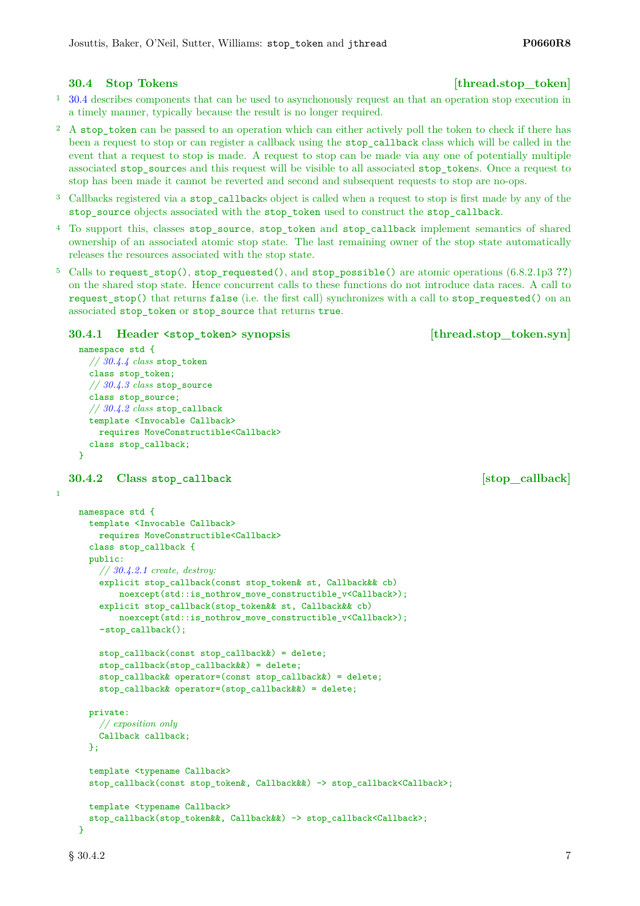## 30.4 Stop Tokens [thread.stop_token]

1 30.4 describes components that can be used to asynchonously request an that an operation stop execution in a timely manner, typically because the result is no longer required.

2 A `stop_token` can be passed to an operation which can either actively poll the token to check if there has been a request to stop or can register a callback using the `stop_callback` class which will be called in the event that a request to stop is made. A request to stop can be made via any one of potentially multiple associated `stop_source`s and this request will be visible to all associated `stop_token`s. Once a request to stop has been made it cannot be reverted and second and subsequent requests to stop are no-ops.

3 Callbacks registered via a `stop_callback`s object is called when a request to stop is first made by any of the `stop_source` objects associated with the `stop_token` used to construct the `stop_callback`.

4 To support this, classes `stop_source`, `stop_token` and `stop_callback` implement semantics of shared ownership of an associated atomic stop state. The last remaining owner of the stop state automatically releases the resources associated with the stop state.

5 Calls to `request_stop()`, `stop_requested()`, and `stop_possible()` are atomic operations (6.8.2.1p3 **??**) on the shared stop state. Hence concurrent calls to these functions do not introduce data races. A call to `request_stop()` that returns `false` (i.e. the first call) synchronizes with a call to `stop_requested()` on an associated `stop_token` or `stop_source` that returns `true`.

### 30.4.1 Header `<stop_token>` synopsis [thread.stop_token.syn]

```
namespace std {
  // 30.4.4 class stop_token
  class stop_token;
  // 30.4.3 class stop_source
  class stop_source;
  // 30.4.2 class stop_callback
  template <Invocable Callback>
    requires MoveConstructible<Callback>
  class stop_callback;
}
```

### 30.4.2 Class `stop_callback` [stop_callback]

1

```
namespace std {
  template <Invocable Callback>
    requires MoveConstructible<Callback>
  class stop_callback {
  public:
    // 30.4.2.1 create, destroy:
    explicit stop_callback(const stop_token& st, Callback&& cb)
        noexcept(std::is_nothrow_move_constructible_v<Callback>);
    explicit stop_callback(stop_token&& st, Callback&& cb)
        noexcept(std::is_nothrow_move_constructible_v<Callback>);
    ~stop_callback();

    stop_callback(const stop_callback&) = delete;
    stop_callback(stop_callback&&) = delete;
    stop_callback& operator=(const stop_callback&) = delete;
    stop_callback& operator=(stop_callback&&) = delete;

  private:
    // exposition only
    Callback callback;
  };

  template <typename Callback>
  stop_callback(const stop_token&, Callback&&) -> stop_callback<Callback>;

  template <typename Callback>
  stop_callback(stop_token&&, Callback&&) -> stop_callback<Callback>;
}
```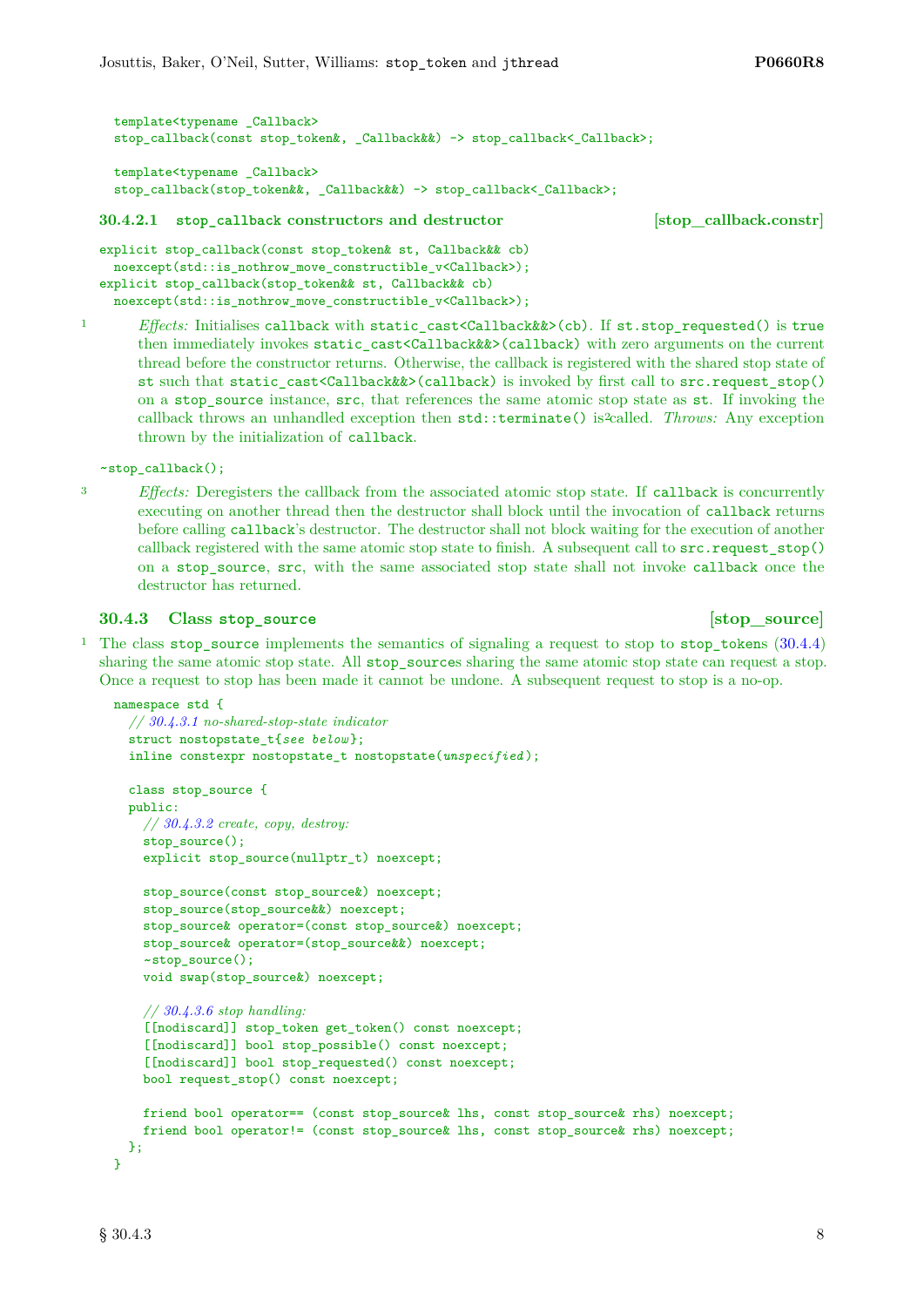```
template<typename _Callback>
stop_callback(const stop_token&, _Callback&&) -> stop_callback<_Callback>;

template<typename _Callback>
stop_callback(stop_token&&, _Callback&&) -> stop_callback<_Callback>;
```

#### 30.4.2.1 stop_callback constructors and destructor [stop_callback.constr]

```
explicit stop_callback(const stop_token& st, Callback&& cb)
  noexcept(std::is_nothrow_move_constructible_v<Callback>);
explicit stop_callback(stop_token&& st, Callback&& cb)
  noexcept(std::is_nothrow_move_constructible_v<Callback>);
```

1 *Effects:* Initialises `callback` with `static_cast<Callback&&>(cb)`. If `st.stop_requested()` is `true` then immediately invokes `static_cast<Callback&&>(callback)` with zero arguments on the current thread before the constructor returns. Otherwise, the callback is registered with the shared stop state of `st` such that `static_cast<Callback&&>(callback)` is invoked by first call to `src.request_stop()` on a `stop_source` instance, `src`, that references the same atomic stop state as `st`. If invoking the callback throws an unhandled exception then `std::terminate()` is[2]called. *Throws:* Any exception thrown by the initialization of `callback`.

```
~stop_callback();
```

3 *Effects:* Deregisters the callback from the associated atomic stop state. If `callback` is concurrently executing on another thread then the destructor shall block until the invocation of `callback` returns before calling `callback`'s destructor. The destructor shall not block waiting for the execution of another callback registered with the same atomic stop state to finish. A subsequent call to `src.request_stop()` on a `stop_source`, `src`, with the same associated stop state shall not invoke `callback` once the destructor has returned.

### 30.4.3 Class stop_source [stop_source]

1 The class `stop_source` implements the semantics of signaling a request to stop to `stop_token`s (30.4.4) sharing the same atomic stop state. All `stop_source`s sharing the same atomic stop state can request a stop. Once a request to stop has been made it cannot be undone. A subsequent request to stop is a no-op.

```
namespace std {
  // 30.4.3.1 no-shared-stop-state indicator
  struct nostopstate_t{see below};
  inline constexpr nostopstate_t nostopstate(unspecified);

  class stop_source {
  public:
    // 30.4.3.2 create, copy, destroy:
    stop_source();
    explicit stop_source(nullptr_t) noexcept;

    stop_source(const stop_source&) noexcept;
    stop_source(stop_source&&) noexcept;
    stop_source& operator=(const stop_source&) noexcept;
    stop_source& operator=(stop_source&&) noexcept;
    ~stop_source();
    void swap(stop_source&) noexcept;

    // 30.4.3.6 stop handling:
    [[nodiscard]] stop_token get_token() const noexcept;
    [[nodiscard]] bool stop_possible() const noexcept;
    [[nodiscard]] bool stop_requested() const noexcept;
    bool request_stop() const noexcept;

    friend bool operator== (const stop_source& lhs, const stop_source& rhs) noexcept;
    friend bool operator!= (const stop_source& lhs, const stop_source& rhs) noexcept;
  };
}
```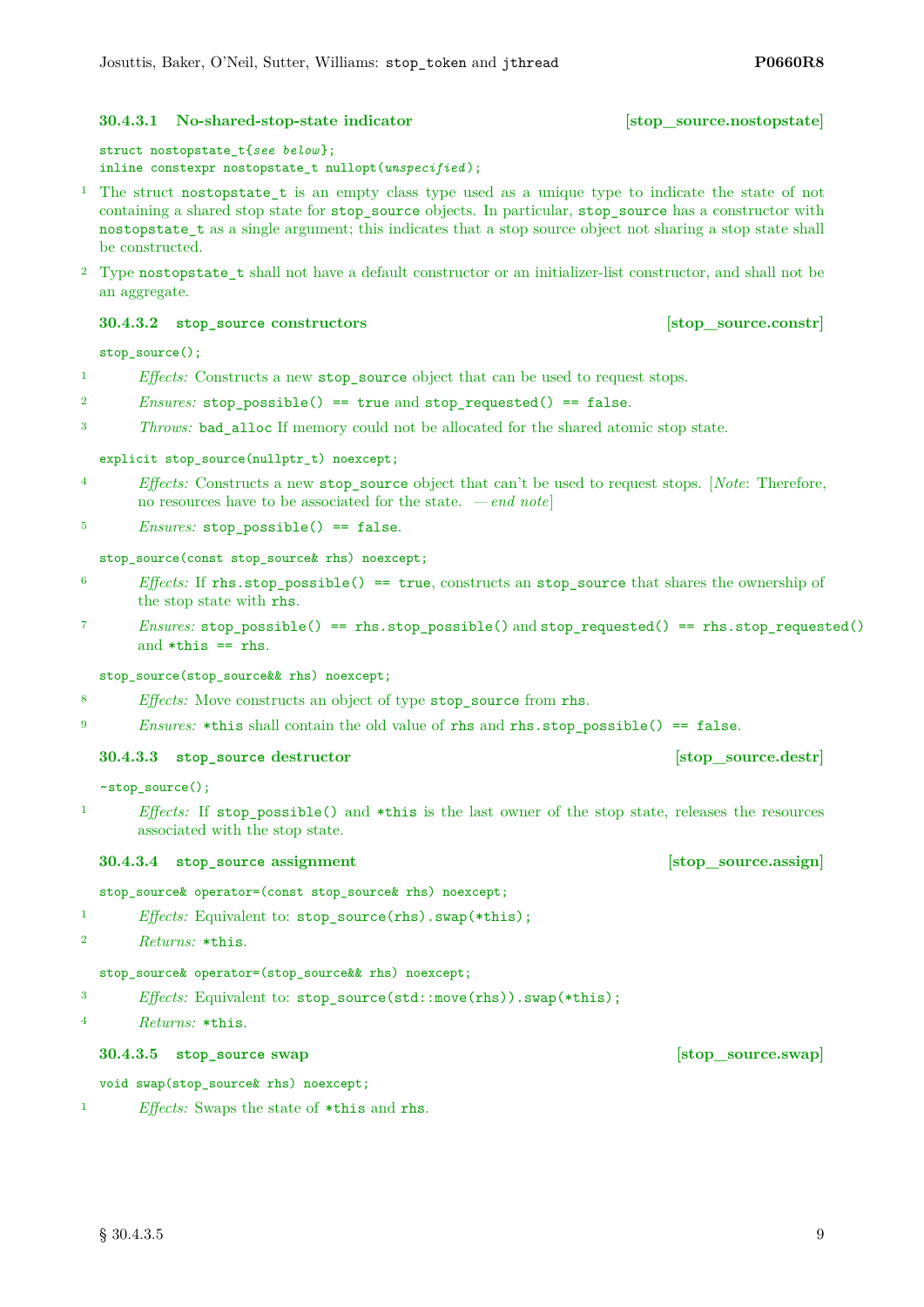### 30.4.3.1 No-shared-stop-state indicator [stop_source.nostopstate]

```
struct nostopstate_t{see below};
inline constexpr nostopstate_t nullopt(unspecified);
```

1 The struct `nostopstate_t` is an empty class type used as a unique type to indicate the state of not containing a shared stop state for `stop_source` objects. In particular, `stop_source` has a constructor with `nostopstate_t` as a single argument; this indicates that a stop source object not sharing a stop state shall be constructed.

2 Type `nostopstate_t` shall not have a default constructor or an initializer-list constructor, and shall not be an aggregate.

### 30.4.3.2 stop_source constructors [stop_source.constr]

```
stop_source();
```

1 *Effects:* Constructs a new `stop_source` object that can be used to request stops.

2 *Ensures:* `stop_possible() == true` and `stop_requested() == false`.

3 *Throws:* `bad_alloc` If memory could not be allocated for the shared atomic stop state.

```
explicit stop_source(nullptr_t) noexcept;
```

4 *Effects:* Constructs a new `stop_source` object that can't be used to request stops. [*Note*: Therefore, no resources have to be associated for the state. — *end note*]

5 *Ensures:* `stop_possible() == false`.

```
stop_source(const stop_source& rhs) noexcept;
```

6 *Effects:* If `rhs.stop_possible() == true`, constructs an `stop_source` that shares the ownership of the stop state with `rhs`.

7 *Ensures:* `stop_possible() == rhs.stop_possible()` and `stop_requested() == rhs.stop_requested()` and `*this == rhs`.

```
stop_source(stop_source&& rhs) noexcept;
```

8 *Effects:* Move constructs an object of type `stop_source` from `rhs`.

9 *Ensures:* `*this` shall contain the old value of `rhs` and `rhs.stop_possible() == false`.

### 30.4.3.3 stop_source destructor [stop_source.destr]

```
~stop_source();
```

1 *Effects:* If `stop_possible()` and `*this` is the last owner of the stop state, releases the resources associated with the stop state.

### 30.4.3.4 stop_source assignment [stop_source.assign]

```
stop_source& operator=(const stop_source& rhs) noexcept;
```

1 *Effects:* Equivalent to: `stop_source(rhs).swap(*this);`

2 *Returns:* `*this`.

```
stop_source& operator=(stop_source&& rhs) noexcept;
```

3 *Effects:* Equivalent to: `stop_source(std::move(rhs)).swap(*this);`

4 *Returns:* `*this`.

### 30.4.3.5 stop_source swap [stop_source.swap]

```
void swap(stop_source& rhs) noexcept;
```

1 *Effects:* Swaps the state of `*this` and `rhs`.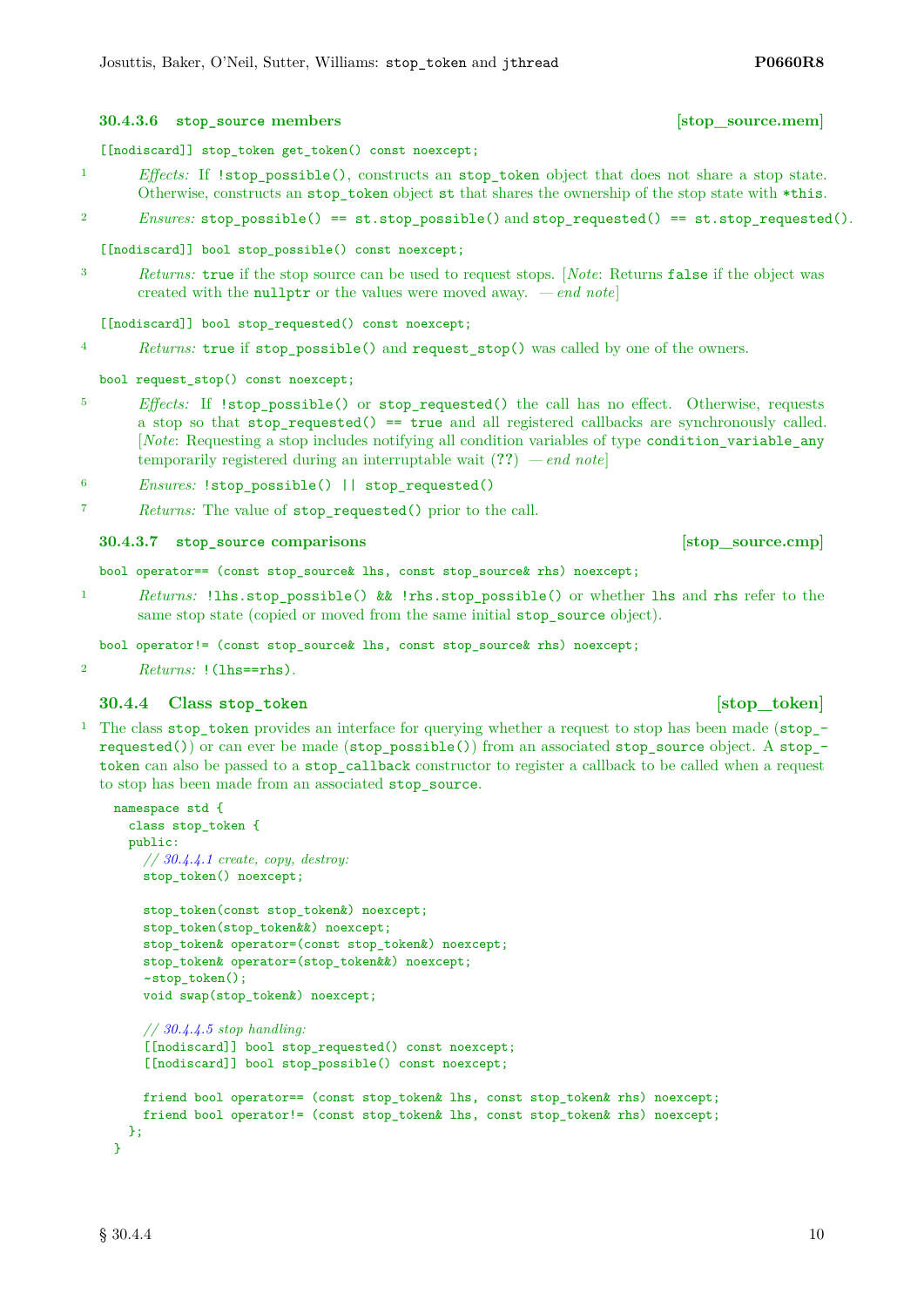#### 30.4.3.6 `stop_source` members [stop_source.mem]

`[[nodiscard]] stop_token get_token() const noexcept;`

1 *Effects:* If `!stop_possible()`, constructs an `stop_token` object that does not share a stop state. Otherwise, constructs an `stop_token` object `st` that shares the ownership of the stop state with `*this`.

2 *Ensures:* `stop_possible() == st.stop_possible()` and `stop_requested() == st.stop_requested()`.

`[[nodiscard]] bool stop_possible() const noexcept;`

3 *Returns:* `true` if the stop source can be used to request stops. [*Note*: Returns `false` if the object was created with the `nullptr` or the values were moved away. — *end note*]

`[[nodiscard]] bool stop_requested() const noexcept;`

4 *Returns:* `true` if `stop_possible()` and `request_stop()` was called by one of the owners.

`bool request_stop() const noexcept;`

5 *Effects:* If `!stop_possible()` or `stop_requested()` the call has no effect. Otherwise, requests a stop so that `stop_requested() == true` and all registered callbacks are synchronously called. [*Note*: Requesting a stop includes notifying all condition variables of type `condition_variable_any` temporarily registered during an interruptable wait (??) — *end note*]

6 *Ensures:* `!stop_possible() || stop_requested()`

7 *Returns:* The value of `stop_requested()` prior to the call.

#### 30.4.3.7 `stop_source` comparisons [stop_source.cmp]

`bool operator== (const stop_source& lhs, const stop_source& rhs) noexcept;`

1 *Returns:* `!lhs.stop_possible() && !rhs.stop_possible()` or whether `lhs` and `rhs` refer to the same stop state (copied or moved from the same initial `stop_source` object).

`bool operator!= (const stop_source& lhs, const stop_source& rhs) noexcept;`

2 *Returns:* `!(lhs==rhs)`.

### 30.4.4 Class `stop_token` [stop_token]

1 The class `stop_token` provides an interface for querying whether a request to stop has been made (`stop_requested()`) or can ever be made (`stop_possible()`) from an associated `stop_source` object. A `stop_token` can also be passed to a `stop_callback` constructor to register a callback to be called when a request to stop has been made from an associated `stop_source`.

```
namespace std {
  class stop_token {
  public:
    // 30.4.4.1 create, copy, destroy:
    stop_token() noexcept;

    stop_token(const stop_token&) noexcept;
    stop_token(stop_token&&) noexcept;
    stop_token& operator=(const stop_token&) noexcept;
    stop_token& operator=(stop_token&&) noexcept;
    ~stop_token();
    void swap(stop_token&) noexcept;

    // 30.4.4.5 stop handling:
    [[nodiscard]] bool stop_requested() const noexcept;
    [[nodiscard]] bool stop_possible() const noexcept;

    friend bool operator== (const stop_token& lhs, const stop_token& rhs) noexcept;
    friend bool operator!= (const stop_token& lhs, const stop_token& rhs) noexcept;
  };
}
```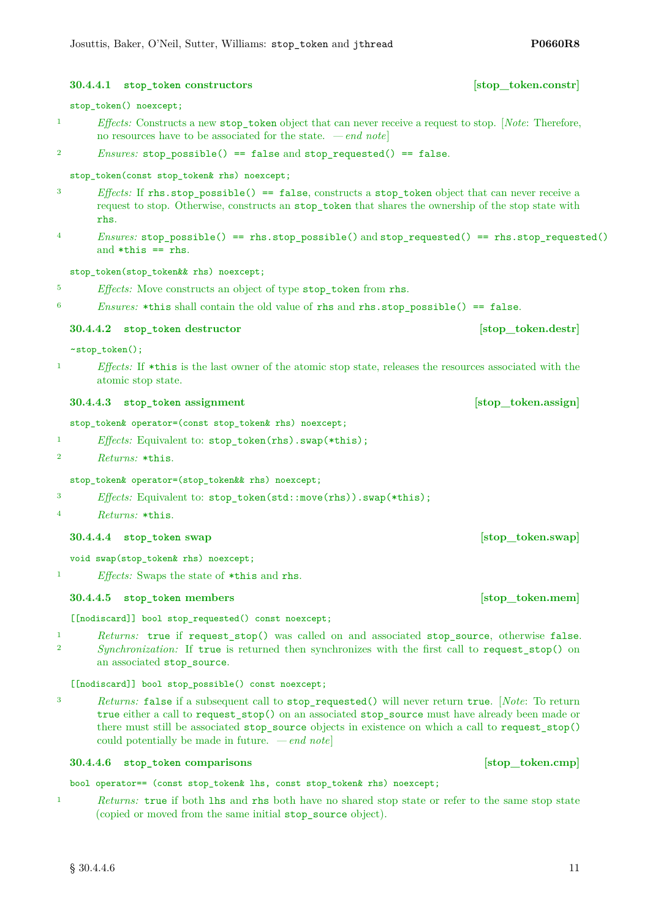#### 30.4.4.1 `stop_token` constructors [stop_token.constr]

`stop_token() noexcept;`

1 *Effects:* Constructs a new `stop_token` object that can never receive a request to stop. [*Note*: Therefore, no resources have to be associated for the state. — *end note*]

2 *Ensures:* `stop_possible() == false` and `stop_requested() == false`.

`stop_token(const stop_token& rhs) noexcept;`

3 *Effects:* If `rhs.stop_possible() == false`, constructs a `stop_token` object that can never receive a request to stop. Otherwise, constructs an `stop_token` that shares the ownership of the stop state with `rhs`.

4 *Ensures:* `stop_possible() == rhs.stop_possible()` and `stop_requested() == rhs.stop_requested()` and `*this == rhs`.

`stop_token(stop_token&& rhs) noexcept;`

5 *Effects:* Move constructs an object of type `stop_token` from `rhs`.

6 *Ensures:* `*this` shall contain the old value of `rhs` and `rhs.stop_possible() == false`.

#### 30.4.4.2 `stop_token` destructor [stop_token.destr]

`~stop_token();`

1 *Effects:* If `*this` is the last owner of the atomic stop state, releases the resources associated with the atomic stop state.

#### 30.4.4.3 `stop_token` assignment [stop_token.assign]

`stop_token& operator=(const stop_token& rhs) noexcept;`

1 *Effects:* Equivalent to: `stop_token(rhs).swap(*this);`

2 *Returns:* `*this`.

`stop_token& operator=(stop_token&& rhs) noexcept;`

3 *Effects:* Equivalent to: `stop_token(std::move(rhs)).swap(*this);`

4 *Returns:* `*this`.

#### 30.4.4.4 `stop_token` swap [stop_token.swap]

`void swap(stop_token& rhs) noexcept;`

1 *Effects:* Swaps the state of `*this` and `rhs`.

#### 30.4.4.5 `stop_token` members [stop_token.mem]

`[[nodiscard]] bool stop_requested() const noexcept;`

1 *Returns:* `true` if `request_stop()` was called on and associated `stop_source`, otherwise `false`.

2 *Synchronization:* If `true` is returned then synchronizes with the first call to `request_stop()` on an associated `stop_source`.

`[[nodiscard]] bool stop_possible() const noexcept;`

3 *Returns:* `false` if a subsequent call to `stop_requested()` will never return `true`. [*Note*: To return `true` either a call to `request_stop()` on an associated `stop_source` must have already been made or there must still be associated `stop_source` objects in existence on which a call to `request_stop()` could potentially be made in future. — *end note*]

#### 30.4.4.6 `stop_token` comparisons [stop_token.cmp]

`bool operator== (const stop_token& lhs, const stop_token& rhs) noexcept;`

1 *Returns:* `true` if both `lhs` and `rhs` both have no shared stop state or refer to the same stop state (copied or moved from the same initial `stop_source` object).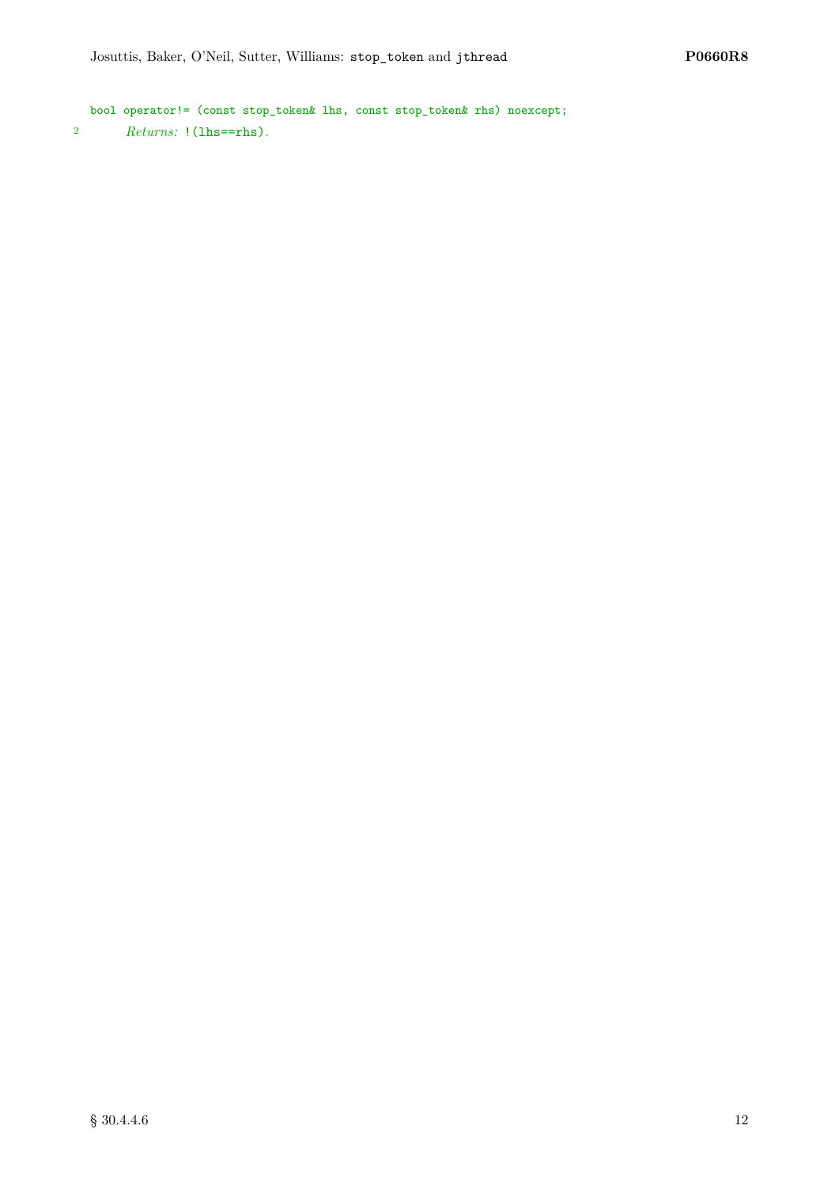```
bool operator!= (const stop_token& lhs, const stop_token& rhs) noexcept;
```

2 *Returns:* `!(lhs==rhs)`.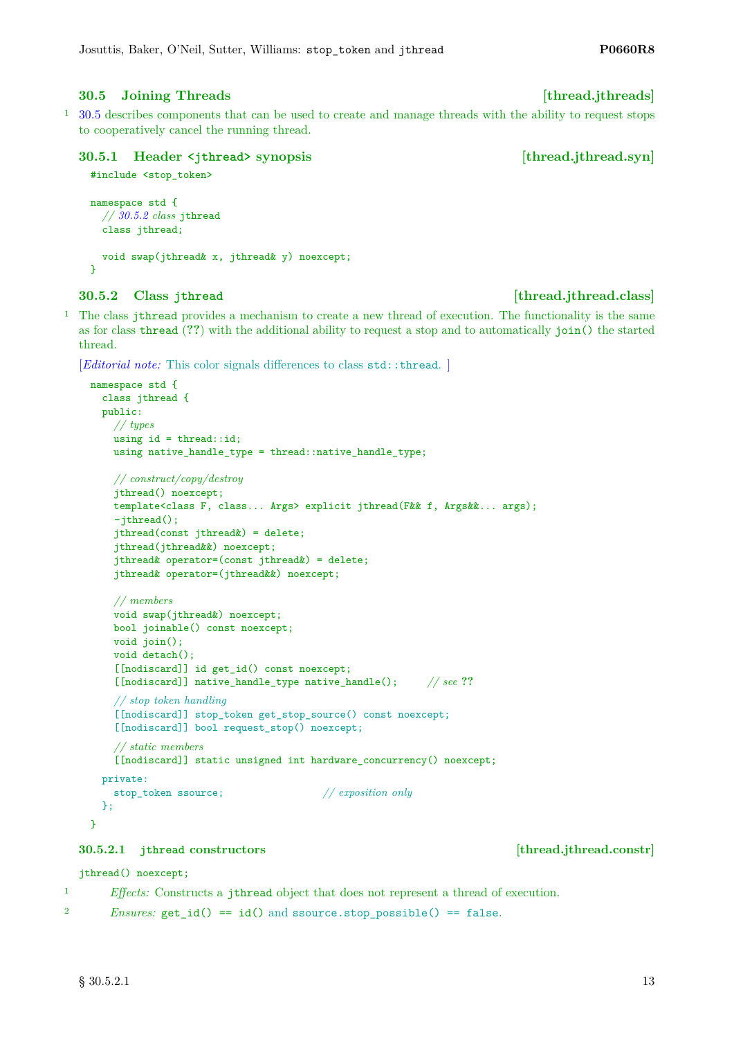## 30.5 Joining Threads [thread.jthreads]

1 30.5 describes components that can be used to create and manage threads with the ability to request stops to cooperatively cancel the running thread.

### 30.5.1 Header <jthread> synopsis [thread.jthread.syn]

```
#include <stop_token>

namespace std {
  // 30.5.2 class jthread
  class jthread;

  void swap(jthread& x, jthread& y) noexcept;
}
```

### 30.5.2 Class jthread [thread.jthread.class]

1 The class `jthread` provides a mechanism to create a new thread of execution. The functionality is the same as for class `thread` (??) with the additional ability to request a stop and to automatically `join()` the started thread.

[*Editorial note:* This color signals differences to class `std::thread`. ]

```
namespace std {
  class jthread {
  public:
    // types
    using id = thread::id;
    using native_handle_type = thread::native_handle_type;

    // construct/copy/destroy
    jthread() noexcept;
    template<class F, class... Args> explicit jthread(F&& f, Args&&... args);
    ~jthread();
    jthread(const jthread&) = delete;
    jthread(jthread&&) noexcept;
    jthread& operator=(const jthread&) = delete;
    jthread& operator=(jthread&&) noexcept;

    // members
    void swap(jthread&) noexcept;
    bool joinable() const noexcept;
    void join();
    void detach();
    [[nodiscard]] id get_id() const noexcept;
    [[nodiscard]] native_handle_type native_handle();     // see ??

    // stop token handling
    [[nodiscard]] stop_token get_stop_source() const noexcept;
    [[nodiscard]] bool request_stop() noexcept;

    // static members
    [[nodiscard]] static unsigned int hardware_concurrency() noexcept;

  private:
    stop_token ssource;                  // exposition only
  };
}
```

#### 30.5.2.1 jthread constructors [thread.jthread.constr]

`jthread() noexcept;`

1 *Effects:* Constructs a `jthread` object that does not represent a thread of execution.

2 *Ensures:* `get_id() == id()` and `ssource.stop_possible() == false`.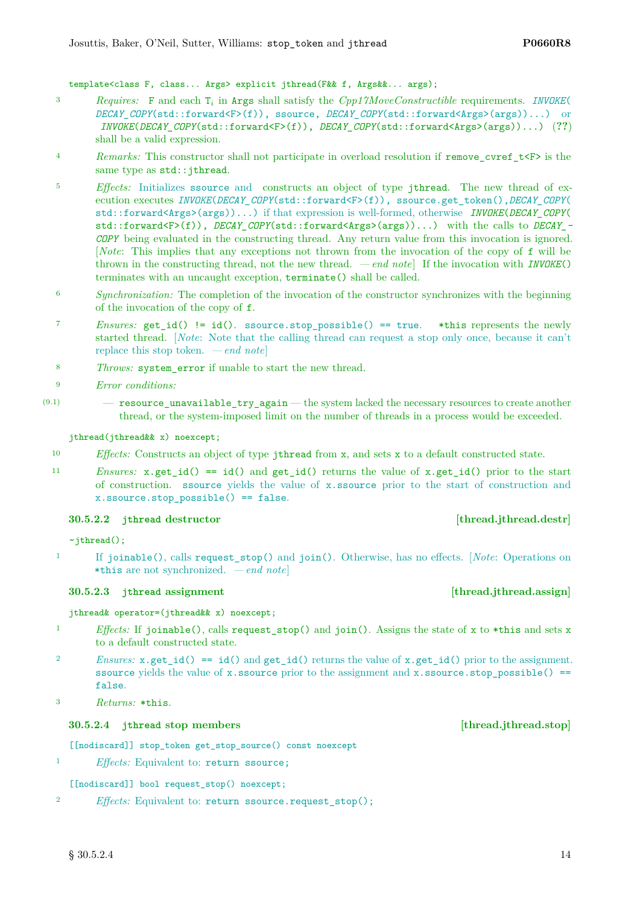```
template<class F, class... Args> explicit jthread(F&& f, Args&&... args);
```

3 *Requires:* F and each $T_i$ in Args shall satisfy the *Cpp17MoveConstructible* requirements. *INVOKE*( *DECAY_COPY*(std::forward<F>(f)), ssource, *DECAY_COPY*(std::forward<Args>(args))...) or *INVOKE*(*DECAY_COPY*(std::forward<F>(f)), *DECAY_COPY*(std::forward<Args>(args))...) (??) shall be a valid expression.

4 *Remarks:* This constructor shall not participate in overload resolution if `remove_cvref_t<F>` is the same type as `std::jthread`.

5 *Effects:* Initializes `ssource` and constructs an object of type `jthread`. The new thread of execution executes *INVOKE*(*DECAY_COPY*(std::forward<F>(f)), ssource.get_token(),*DECAY_COPY*( std::forward<Args>(args))...) if that expression is well-formed, otherwise *INVOKE*(*DECAY_COPY*( std::forward<F>(f)), *DECAY_COPY*(std::forward<Args>(args))...) with the calls to *DECAY_COPY* being evaluated in the constructing thread. Any return value from this invocation is ignored. [*Note*: This implies that any exceptions not thrown from the invocation of the copy of `f` will be thrown in the constructing thread, not the new thread. — *end note*] If the invocation with *INVOKE*() terminates with an uncaught exception, `terminate()` shall be called.

6 *Synchronization:* The completion of the invocation of the constructor synchronizes with the beginning of the invocation of the copy of `f`.

7 *Ensures:* `get_id() != id()`. `ssource.stop_possible() == true`. `*this` represents the newly started thread. [*Note*: Note that the calling thread can request a stop only once, because it can't replace this stop token. — *end note*]

8 *Throws:* `system_error` if unable to start the new thread.

9 *Error conditions:*

(9.1) — `resource_unavailable_try_again` — the system lacked the necessary resources to create another thread, or the system-imposed limit on the number of threads in a process would be exceeded.

```
jthread(jthread&& x) noexcept;
```

10 *Effects:* Constructs an object of type `jthread` from `x`, and sets `x` to a default constructed state.

11 *Ensures:* `x.get_id() == id()` and `get_id()` returns the value of `x.get_id()` prior to the start of construction. `ssource` yields the value of `x.ssource` prior to the start of construction and `x.ssource.stop_possible() == false`.

### 30.5.2.2 jthread destructor [thread.jthread.destr]

```
~jthread();
```

1 If `joinable()`, calls `request_stop()` and `join()`. Otherwise, has no effects. [*Note*: Operations on `*this` are not synchronized. — *end note*]

### 30.5.2.3 jthread assignment [thread.jthread.assign]

```
jthread& operator=(jthread&& x) noexcept;
```

1 *Effects:* If `joinable()`, calls `request_stop()` and `join()`. Assigns the state of `x` to `*this` and sets `x` to a default constructed state.

2 *Ensures:* `x.get_id() == id()` and `get_id()` returns the value of `x.get_id()` prior to the assignment. `ssource` yields the value of `x.ssource` prior to the assignment and `x.ssource.stop_possible() == false`.

3 *Returns:* `*this`.

### 30.5.2.4 jthread stop members [thread.jthread.stop]

```
[[nodiscard]] stop_token get_stop_source() const noexcept
```

1 *Effects:* Equivalent to: `return ssource;`

```
[[nodiscard]] bool request_stop() noexcept;
```

2 *Effects:* Equivalent to: `return ssource.request_stop();`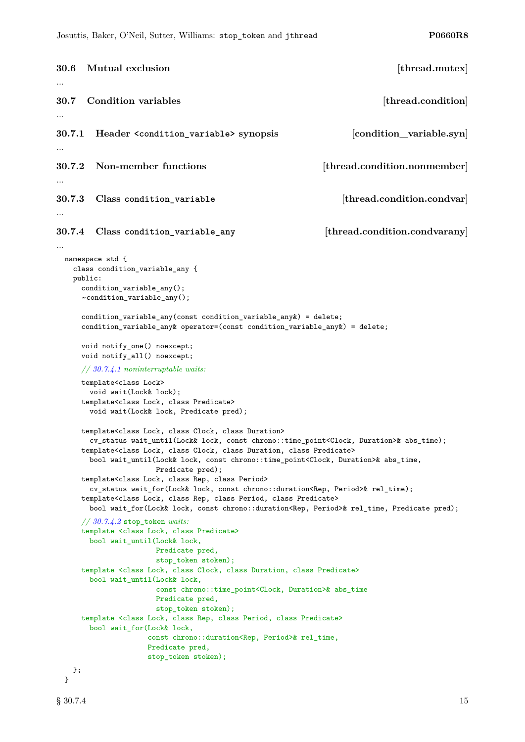### 30.6 Mutual exclusion [thread.mutex]

...

### 30.7 Condition variables [thread.condition]

...

#### 30.7.1 Header `<condition_variable>` synopsis [condition_variable.syn]

...

#### 30.7.2 Non-member functions [thread.condition.nonmember]

...

#### 30.7.3 Class `condition_variable` [thread.condition.condvar]

...

#### 30.7.4 Class `condition_variable_any` [thread.condition.condvarany]

...

```
namespace std {
  class condition_variable_any {
  public:
    condition_variable_any();
    ~condition_variable_any();

    condition_variable_any(const condition_variable_any&) = delete;
    condition_variable_any& operator=(const condition_variable_any&) = delete;

    void notify_one() noexcept;
    void notify_all() noexcept;

    // 30.7.4.1 noninterruptable waits:
    template<class Lock>
      void wait(Lock& lock);
    template<class Lock, class Predicate>
      void wait(Lock& lock, Predicate pred);

    template<class Lock, class Clock, class Duration>
      cv_status wait_until(Lock& lock, const chrono::time_point<Clock, Duration>& abs_time);
    template<class Lock, class Clock, class Duration, class Predicate>
      bool wait_until(Lock& lock, const chrono::time_point<Clock, Duration>& abs_time,
                      Predicate pred);
    template<class Lock, class Rep, class Period>
      cv_status wait_for(Lock& lock, const chrono::duration<Rep, Period>& rel_time);
    template<class Lock, class Rep, class Period, class Predicate>
      bool wait_for(Lock& lock, const chrono::duration<Rep, Period>& rel_time, Predicate pred);

    // 30.7.4.2 stop_token waits:
    template <class Lock, class Predicate>
      bool wait_until(Lock& lock,
                      Predicate pred,
                      stop_token stoken);
    template <class Lock, class Clock, class Duration, class Predicate>
      bool wait_until(Lock& lock,
                      const chrono::time_point<Clock, Duration>& abs_time
                      Predicate pred,
                      stop_token stoken);
    template <class Lock, class Rep, class Period, class Predicate>
      bool wait_for(Lock& lock,
                    const chrono::duration<Rep, Period>& rel_time,
                    Predicate pred,
                    stop_token stoken);

  };
}
```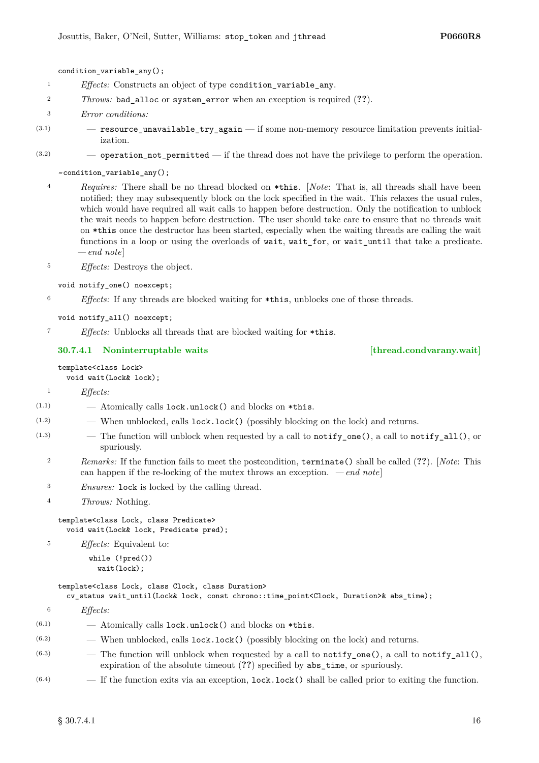```
condition_variable_any();
```

1 *Effects:* Constructs an object of type `condition_variable_any`.

2 *Throws:* `bad_alloc` or `system_error` when an exception is required (**??**).

3 *Error conditions:*

(3.1) — `resource_unavailable_try_again` — if some non-memory resource limitation prevents initialization.

(3.2) — `operation_not_permitted` — if the thread does not have the privilege to perform the operation.

```
~condition_variable_any();
```

4 *Requires:* There shall be no thread blocked on `*this`. [*Note*: That is, all threads shall have been notified; they may subsequently block on the lock specified in the wait. This relaxes the usual rules, which would have required all wait calls to happen before destruction. Only the notification to unblock the wait needs to happen before destruction. The user should take care to ensure that no threads wait on `*this` once the destructor has been started, especially when the waiting threads are calling the wait functions in a loop or using the overloads of `wait`, `wait_for`, or `wait_until` that take a predicate. *— end note*]

5 *Effects:* Destroys the object.

```
void notify_one() noexcept;
```

6 *Effects:* If any threads are blocked waiting for `*this`, unblocks one of those threads.

```
void notify_all() noexcept;
```

7 *Effects:* Unblocks all threads that are blocked waiting for `*this`.

### 30.7.4.1 Noninterruptable waits [thread.condvarany.wait]

```
template<class Lock>
  void wait(Lock& lock);
```

1 *Effects:*

(1.1) — Atomically calls `lock.unlock()` and blocks on `*this`.

(1.2) — When unblocked, calls `lock.lock()` (possibly blocking on the lock) and returns.

(1.3) — The function will unblock when requested by a call to `notify_one()`, a call to `notify_all()`, or spuriously.

2 *Remarks:* If the function fails to meet the postcondition, `terminate()` shall be called (**??**). [*Note*: This can happen if the re-locking of the mutex throws an exception. *— end note*]

3 *Ensures:* `lock` is locked by the calling thread.

4 *Throws:* Nothing.

```
template<class Lock, class Predicate>
  void wait(Lock& lock, Predicate pred);
```

5 *Effects:* Equivalent to:

```
while (!pred())
  wait(lock);
```

```
template<class Lock, class Clock, class Duration>
  cv_status wait_until(Lock& lock, const chrono::time_point<Clock, Duration>& abs_time);
```

6 *Effects:*

(6.1) — Atomically calls `lock.unlock()` and blocks on `*this`.

(6.2) — When unblocked, calls `lock.lock()` (possibly blocking on the lock) and returns.

(6.3) — The function will unblock when requested by a call to `notify_one()`, a call to `notify_all()`, expiration of the absolute timeout (**??**) specified by `abs_time`, or spuriously.

(6.4) — If the function exits via an exception, `lock.lock()` shall be called prior to exiting the function.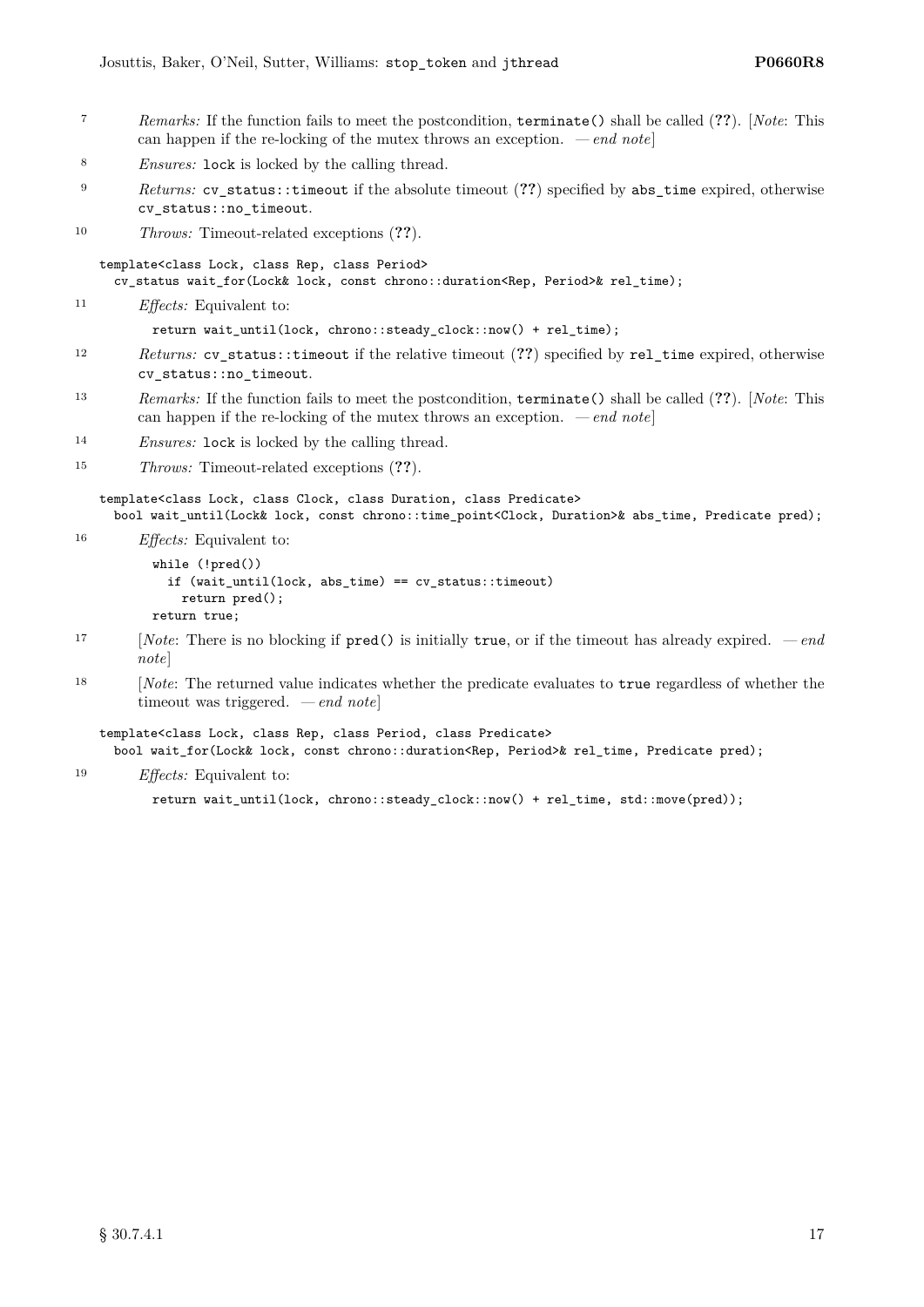[7] *Remarks:* If the function fails to meet the postcondition, `terminate()` shall be called (**??**). [*Note*: This can happen if the re-locking of the mutex throws an exception. *— end note*]

[8] *Ensures:* `lock` is locked by the calling thread.

[9] *Returns:* `cv_status::timeout` if the absolute timeout (**??**) specified by `abs_time` expired, otherwise `cv_status::no_timeout`.

[10] *Throws:* Timeout-related exceptions (**??**).

```
template<class Lock, class Rep, class Period>
  cv_status wait_for(Lock& lock, const chrono::duration<Rep, Period>& rel_time);
```

[11] *Effects:* Equivalent to:

```
return wait_until(lock, chrono::steady_clock::now() + rel_time);
```

[12] *Returns:* `cv_status::timeout` if the relative timeout (**??**) specified by `rel_time` expired, otherwise `cv_status::no_timeout`.

[13] *Remarks:* If the function fails to meet the postcondition, `terminate()` shall be called (**??**). [*Note*: This can happen if the re-locking of the mutex throws an exception. *— end note*]

[14] *Ensures:* `lock` is locked by the calling thread.

[15] *Throws:* Timeout-related exceptions (**??**).

```
template<class Lock, class Clock, class Duration, class Predicate>
  bool wait_until(Lock& lock, const chrono::time_point<Clock, Duration>& abs_time, Predicate pred);
```

[16] *Effects:* Equivalent to:

```
while (!pred())
  if (wait_until(lock, abs_time) == cv_status::timeout)
    return pred();
return true;
```

[17] [*Note*: There is no blocking if `pred()` is initially `true`, or if the timeout has already expired. *— end note*]

[18] [*Note*: The returned value indicates whether the predicate evaluates to `true` regardless of whether the timeout was triggered. *— end note*]

```
template<class Lock, class Rep, class Period, class Predicate>
  bool wait_for(Lock& lock, const chrono::duration<Rep, Period>& rel_time, Predicate pred);
```

[19] *Effects:* Equivalent to:

```
return wait_until(lock, chrono::steady_clock::now() + rel_time, std::move(pred));
```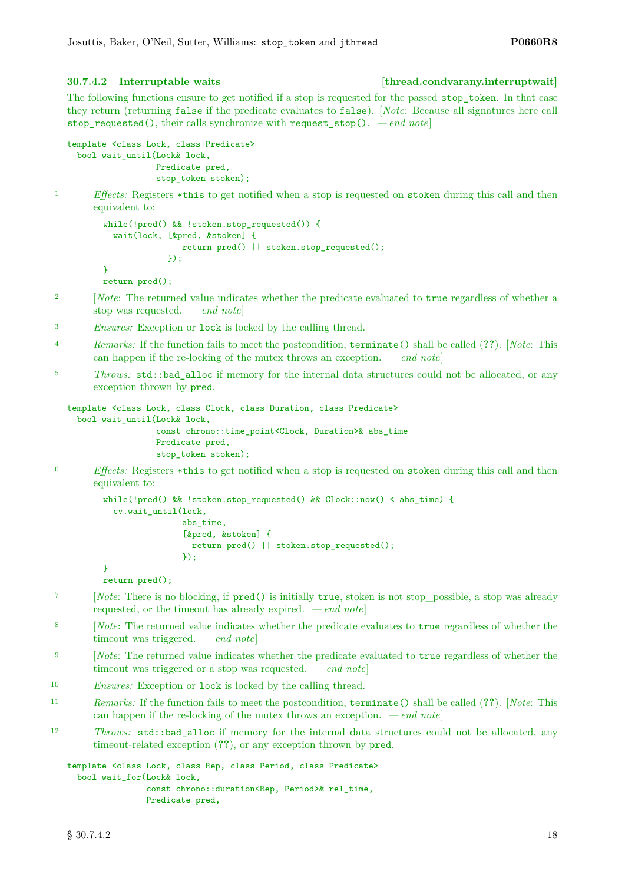### 30.7.4.2 Interruptable waits [thread.condvarany.interruptwait]

The following functions ensure to get notified if a stop is requested for the passed `stop_token`. In that case they return (returning `false` if the predicate evaluates to `false`). [*Note*: Because all signatures here call `stop_requested()`, their calls synchronize with `request_stop()`. — *end note*]

```
template <class Lock, class Predicate>
  bool wait_until(Lock& lock,
                  Predicate pred,
                  stop_token stoken);
```

1 *Effects:* Registers `*this` to get notified when a stop is requested on `stoken` during this call and then equivalent to:

```
while(!pred() && !stoken.stop_requested()) {
  wait(lock, [&pred, &stoken] {
               return pred() || stoken.stop_requested();
            });
}
return pred();
```

2 [*Note*: The returned value indicates whether the predicate evaluated to `true` regardless of whether a stop was requested. — *end note*]

3 *Ensures:* Exception or `lock` is locked by the calling thread.

4 *Remarks:* If the function fails to meet the postcondition, `terminate()` shall be called (**??**). [*Note*: This can happen if the re-locking of the mutex throws an exception. — *end note*]

5 *Throws:* `std::bad_alloc` if memory for the internal data structures could not be allocated, or any exception thrown by `pred`.

```
template <class Lock, class Clock, class Duration, class Predicate>
  bool wait_until(Lock& lock,
                  const chrono::time_point<Clock, Duration>& abs_time
                  Predicate pred,
                  stop_token stoken);
```

6 *Effects:* Registers `*this` to get notified when a stop is requested on `stoken` during this call and then equivalent to:

```
while(!pred() && !stoken.stop_requested() && Clock::now() < abs_time) {
  cv.wait_until(lock,
                abs_time,
                [&pred, &stoken] {
                  return pred() || stoken.stop_requested();
                });
}
return pred();
```

7 [*Note*: There is no blocking, if `pred()` is initially `true`, stoken is not stop_possible, a stop was already requested, or the timeout has already expired. — *end note*]

8 [*Note*: The returned value indicates whether the predicate evaluates to `true` regardless of whether the timeout was triggered. — *end note*]

9 [*Note*: The returned value indicates whether the predicate evaluated to `true` regardless of whether the timeout was triggered or a stop was requested. — *end note*]

10 *Ensures:* Exception or `lock` is locked by the calling thread.

11 *Remarks:* If the function fails to meet the postcondition, `terminate()` shall be called (**??**). [*Note*: This can happen if the re-locking of the mutex throws an exception. — *end note*]

12 *Throws:* `std::bad_alloc` if memory for the internal data structures could not be allocated, any timeout-related exception (**??**), or any exception thrown by `pred`.

```
template <class Lock, class Rep, class Period, class Predicate>
  bool wait_for(Lock& lock,
                const chrono::duration<Rep, Period>& rel_time,
                Predicate pred,
```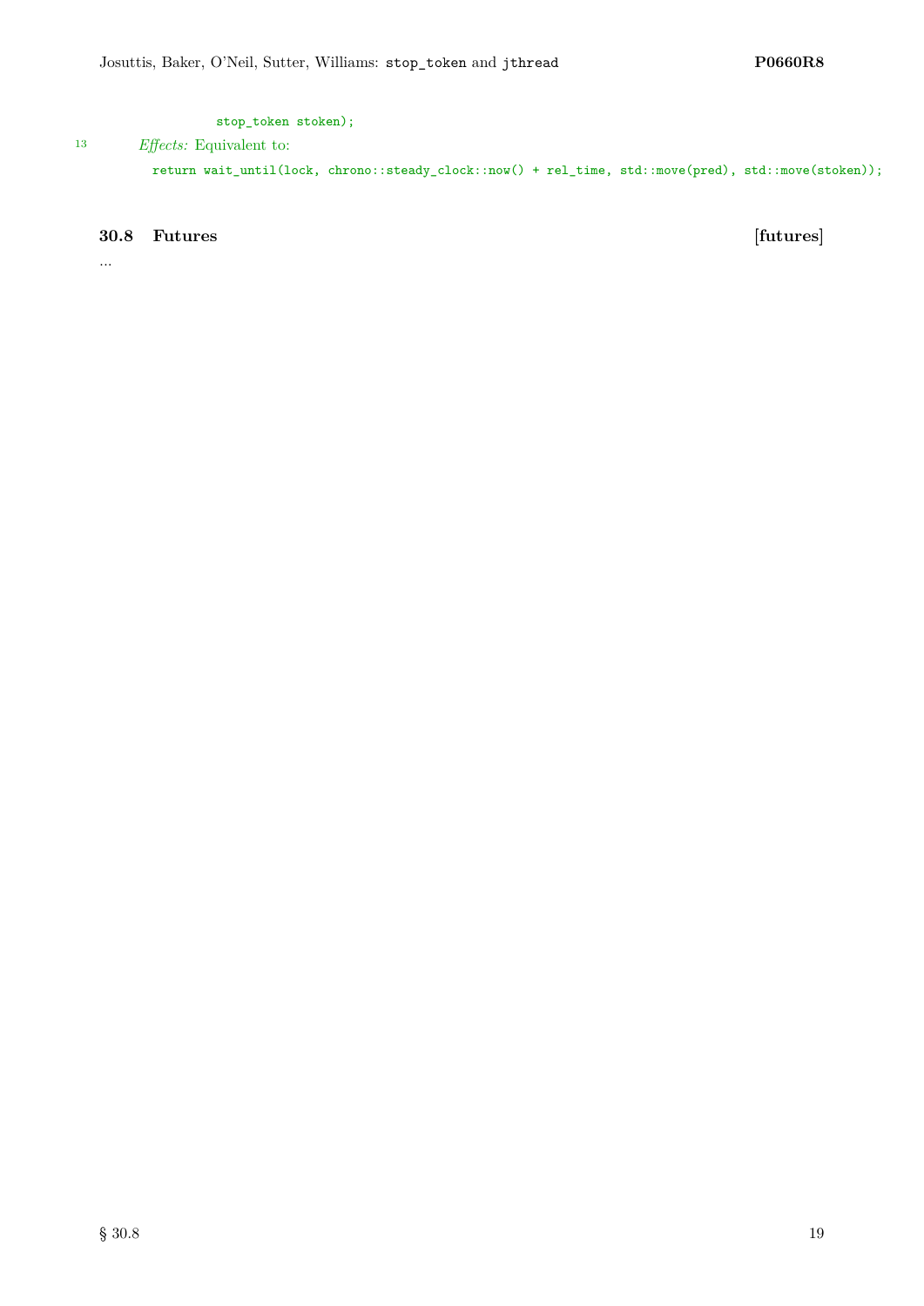```
stop_token stoken);
```

13 *Effects:* Equivalent to:

```
return wait_until(lock, chrono::steady_clock::now() + rel_time, std::move(pred), std::move(stoken));
```

## 30.8 Futures [futures]

...